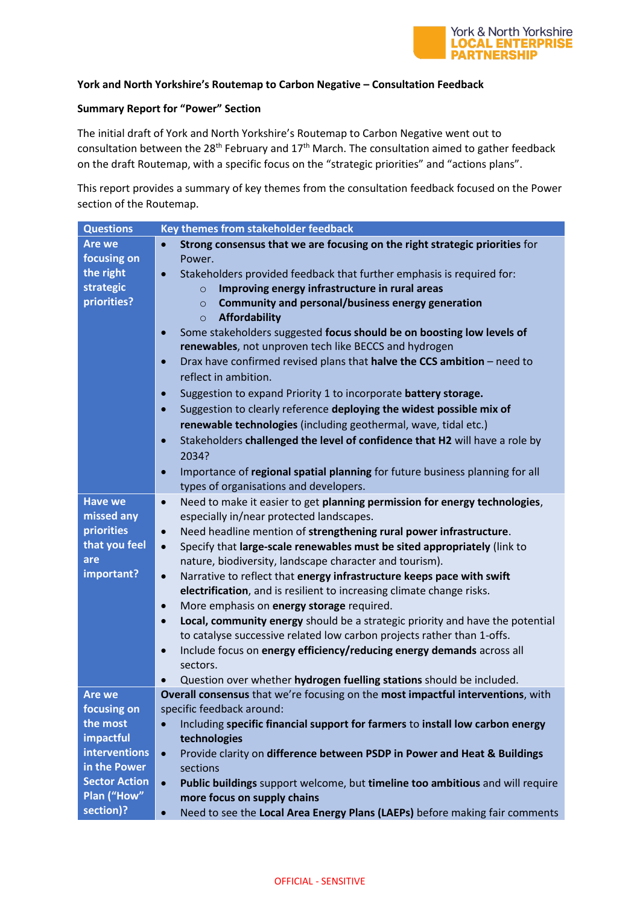York & North Yorkshire **LOCAL ENTERPRISE PARTNERSHIP**

**York and North Yorkshire's Routemap to Carbon Negative – Consultation Feedback**

**Summary Report for "Power" Section**

The initial draft of York and North Yorkshire's Routemap to Carbon Negative went out to consultation between the 28th February and 17th March. The consultation aimed to gather feedback on the draft Routemap, with a specific focus on the "strategic priorities" and "actions plans".

This report provides a summary of key themes from the consultation feedback focused on the Power section of the Routemap.

| Questions | Key themes from stakeholder feedback |
|---|---|
| **Are we focusing on the right strategic priorities?** | • **Strong consensus that we are focusing on the right strategic priorities** for Power.<br>• Stakeholders provided feedback that further emphasis is required for:<br>  ○ **Improving energy infrastructure in rural areas**<br>  ○ **Community and personal/business energy generation**<br>  ○ **Affordability**<br>• Some stakeholders suggested **focus should be on boosting low levels of renewables**, not unproven tech like BECCS and hydrogen<br>• Drax have confirmed revised plans that **halve the CCS ambition** – need to reflect in ambition.<br>• Suggestion to expand Priority 1 to incorporate **battery storage.**<br>• Suggestion to clearly reference **deploying the widest possible mix of renewable technologies** (including geothermal, wave, tidal etc.)<br>• Stakeholders **challenged the level of confidence that H2** will have a role by 2034?<br>• Importance of **regional spatial planning** for future business planning for all types of organisations and developers. |
| **Have we missed any priorities that you feel are important?** | • Need to make it easier to get **planning permission for energy technologies**, especially in/near protected landscapes.<br>• Need headline mention of **strengthening rural power infrastructure**.<br>• Specify that **large-scale renewables must be sited appropriately** (link to nature, biodiversity, landscape character and tourism).<br>• Narrative to reflect that **energy infrastructure keeps pace with swift electrification**, and is resilient to increasing climate change risks.<br>• More emphasis on **energy storage** required.<br>• **Local, community energy** should be a strategic priority and have the potential to catalyse successive related low carbon projects rather than 1-offs.<br>• Include focus on **energy efficiency/reducing energy demands** across all sectors.<br>• Question over whether **hydrogen fuelling stations** should be included. |
| **Are we focusing on the most impactful interventions in the Power Sector Action Plan ("How" section)?** | **Overall consensus** that we're focusing on the **most impactful interventions**, with specific feedback around:<br>• Including **specific financial support for farmers** to **install low carbon energy technologies**<br>• Provide clarity on **difference between PSDP in Power and Heat & Buildings** sections<br>• **Public buildings** support welcome, but **timeline too ambitious** and will require **more focus on supply chains**<br>• Need to see the **Local Area Energy Plans (LAEPs)** before making fair comments |

OFFICIAL - SENSITIVE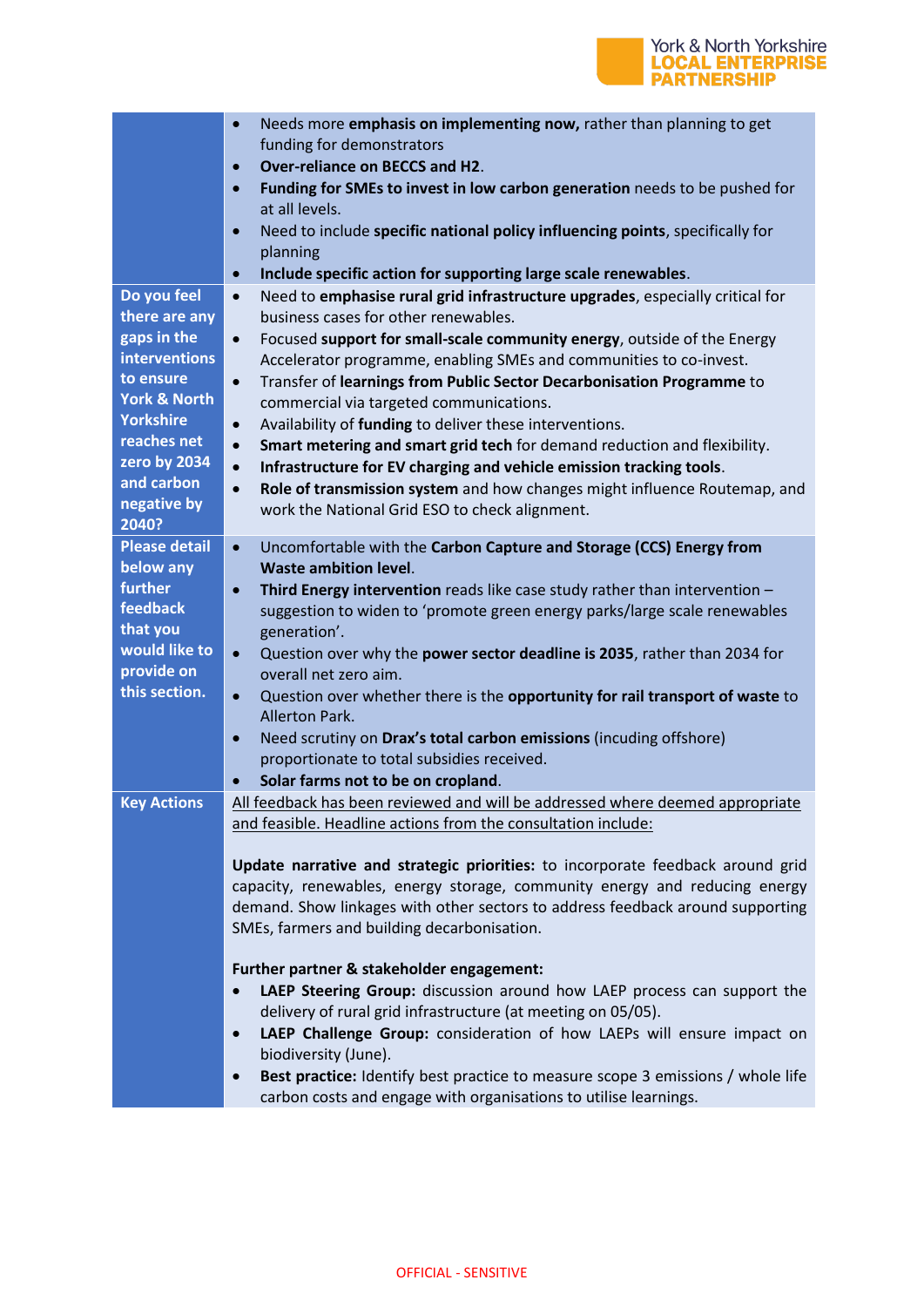| | |
|---|---|
| | • Needs more **emphasis on implementing now,** rather than planning to get funding for demonstrators<br>• **Over-reliance on BECCS and H2**.<br>• **Funding for SMEs to invest in low carbon generation** needs to be pushed for at all levels.<br>• Need to include **specific national policy influencing points**, specifically for planning<br>• **Include specific action for supporting large scale renewables**. |
| **Do you feel there are any gaps in the interventions to ensure York & North Yorkshire reaches net zero by 2034 and carbon negative by 2040?** | • Need to **emphasise rural grid infrastructure upgrades**, especially critical for business cases for other renewables.<br>• Focused **support for small-scale community energy**, outside of the Energy Accelerator programme, enabling SMEs and communities to co-invest.<br>• Transfer of **learnings from Public Sector Decarbonisation Programme** to commercial via targeted communications.<br>• Availability of **funding** to deliver these interventions.<br>• **Smart metering and smart grid tech** for demand reduction and flexibility.<br>• **Infrastructure for EV charging and vehicle emission tracking tools**.<br>• **Role of transmission system** and how changes might influence Routemap, and work the National Grid ESO to check alignment. |
| **Please detail below any further feedback that you would like to provide on this section.** | • Uncomfortable with the **Carbon Capture and Storage (CCS) Energy from Waste ambition level**.<br>• **Third Energy intervention** reads like case study rather than intervention – suggestion to widen to 'promote green energy parks/large scale renewables generation'.<br>• Question over why the **power sector deadline is 2035**, rather than 2034 for overall net zero aim.<br>• Question over whether there is the **opportunity for rail transport of waste** to Allerton Park.<br>• Need scrutiny on **Drax's total carbon emissions** (incuding offshore) proportionate to total subsidies received.<br>• **Solar farms not to be on cropland**. |
| **Key Actions** | <u>All feedback has been reviewed and will be addressed where deemed appropriate and feasible. Headline actions from the consultation include:</u><br><br>**Update narrative and strategic priorities:** to incorporate feedback around grid capacity, renewables, energy storage, community energy and reducing energy demand. Show linkages with other sectors to address feedback around supporting SMEs, farmers and building decarbonisation.<br><br>**Further partner & stakeholder engagement:**<br>• **LAEP Steering Group:** discussion around how LAEP process can support the delivery of rural grid infrastructure (at meeting on 05/05).<br>• **LAEP Challenge Group:** consideration of how LAEPs will ensure impact on biodiversity (June).<br>• **Best practice:** Identify best practice to measure scope 3 emissions / whole life carbon costs and engage with organisations to utilise learnings. |

OFFICIAL - SENSITIVE